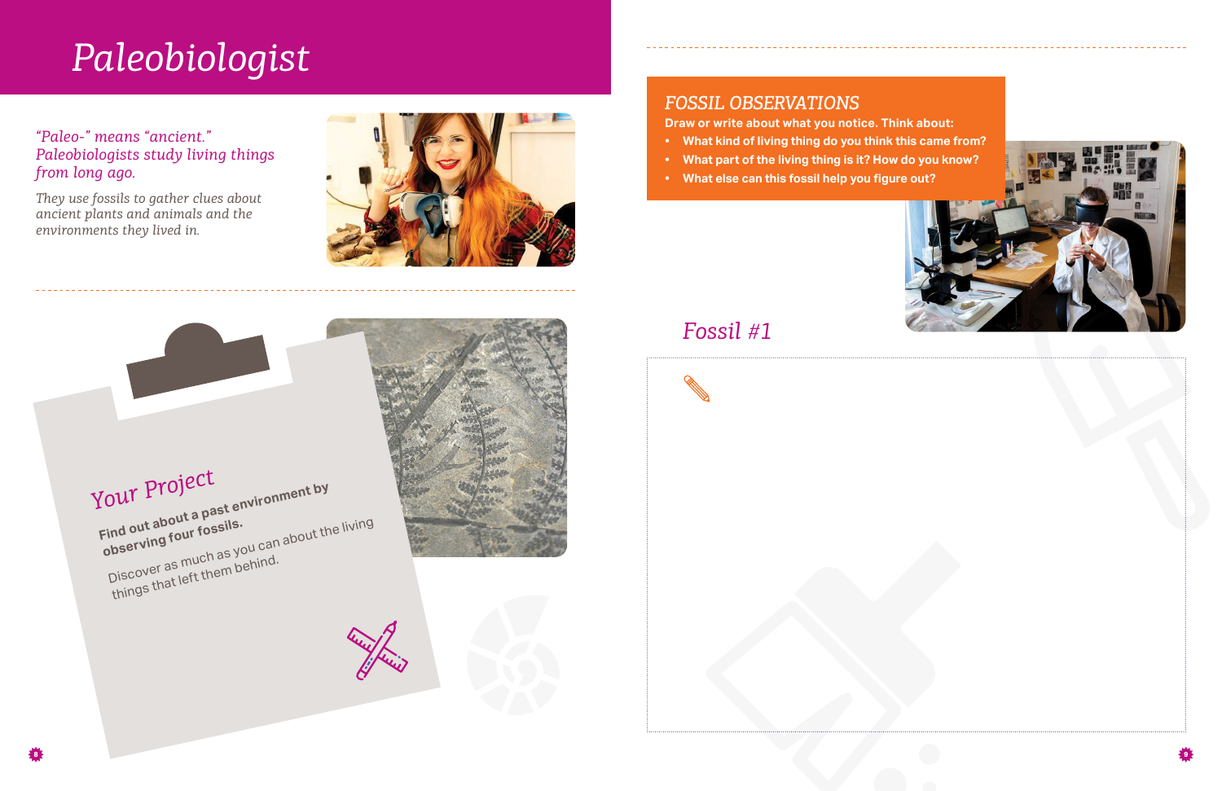# Paleobiologist

*"Paleo-" means "ancient." Paleobiologists study living things from long ago.*

*They use fossils to gather clues about ancient plants and animals and the environments they lived in.*

## Your Project

**Find out about a past environment by observing four fossils.**

Discover as much as you can about the living things that left them behind.

## FOSSIL OBSERVATIONS

**Draw or write about what you notice. Think about:**

- **What kind of living thing do you think this came from?**
- **What part of the living thing is it? How do you know?**
- **What else can this fossil help you figure out?**

### Fossil #1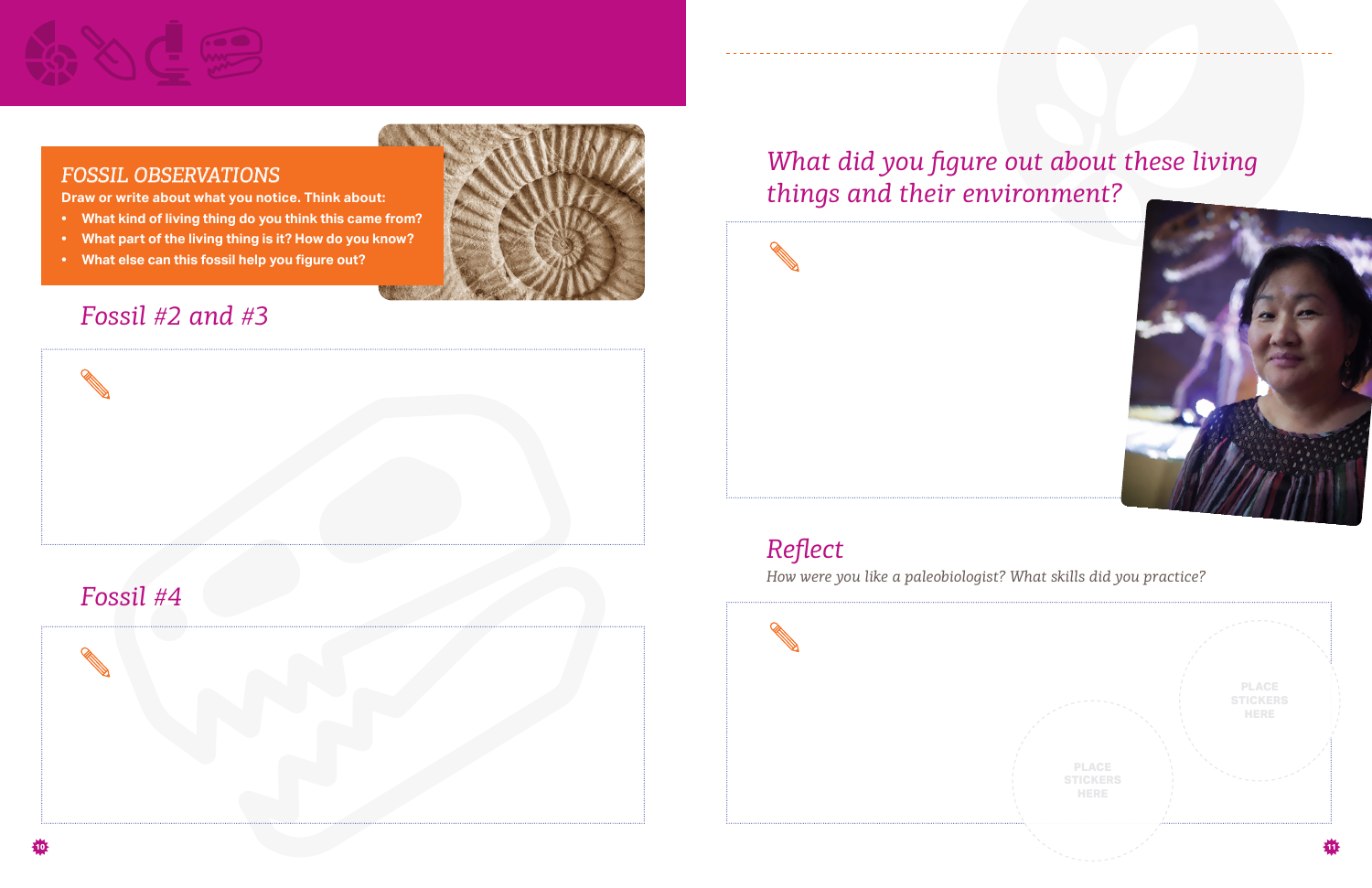## FOSSIL OBSERVATIONS

**Draw or write about what you notice. Think about:**

- **What kind of living thing do you think this came from?**
- **What part of the living thing is it? How do you know?**
- **What else can this fossil help you figure out?**

### *Fossil #2 and #3*

### *Fossil #4*

### *What did you figure out about these living things and their environment?*

### *Reflect*

*How were you like a paleobiologist? What skills did you practice?*

PLACE STICKERS HERE

PLACE STICKERS HERE